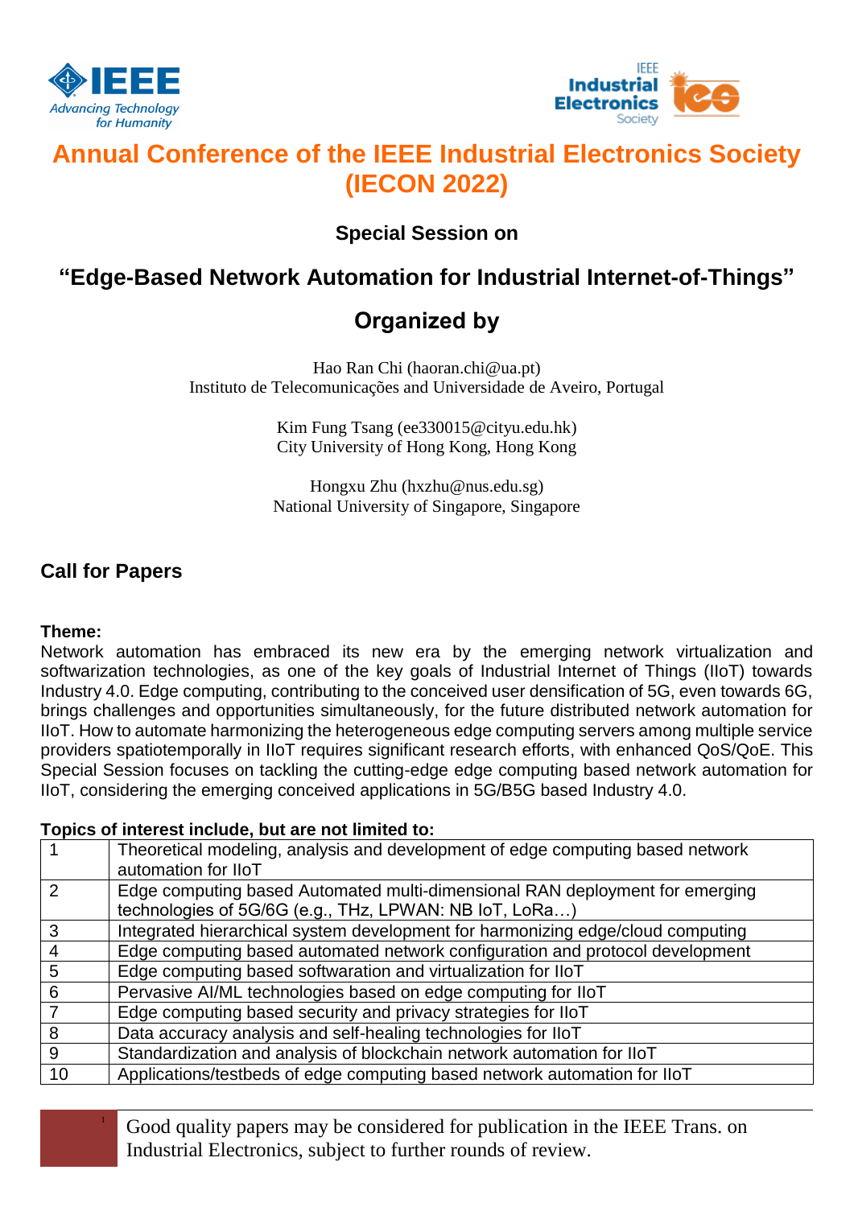# Annual Conference of the IEEE Industrial Electronics Society (IECON 2022)

## Special Session on

## "Edge-Based Network Automation for Industrial Internet-of-Things"

## Organized by

Hao Ran Chi (haoran.chi@ua.pt)
Instituto de Telecomunicações and Universidade de Aveiro, Portugal

Kim Fung Tsang (ee330015@cityu.edu.hk)
City University of Hong Kong, Hong Kong

Hongxu Zhu (hxzhu@nus.edu.sg)
National University of Singapore, Singapore

## Call for Papers

**Theme:**
Network automation has embraced its new era by the emerging network virtualization and softwarization technologies, as one of the key goals of Industrial Internet of Things (IIoT) towards Industry 4.0. Edge computing, contributing to the conceived user densification of 5G, even towards 6G, brings challenges and opportunities simultaneously, for the future distributed network automation for IIoT. How to automate harmonizing the heterogeneous edge computing servers among multiple service providers spatiotemporally in IIoT requires significant research efforts, with enhanced QoS/QoE. This Special Session focuses on tackling the cutting-edge edge computing based network automation for IIoT, considering the emerging conceived applications in 5G/B5G based Industry 4.0.

**Topics of interest include, but are not limited to:**

| | |
|---|---|
| 1 | Theoretical modeling, analysis and development of edge computing based network automation for IIoT |
| 2 | Edge computing based Automated multi-dimensional RAN deployment for emerging technologies of 5G/6G (e.g., THz, LPWAN: NB IoT, LoRa…) |
| 3 | Integrated hierarchical system development for harmonizing edge/cloud computing |
| 4 | Edge computing based automated network configuration and protocol development |
| 5 | Edge computing based softwaration and virtualization for IIoT |
| 6 | Pervasive AI/ML technologies based on edge computing for IIoT |
| 7 | Edge computing based security and privacy strategies for IIoT |
| 8 | Data accuracy analysis and self-healing technologies for IIoT |
| 9 | Standardization and analysis of blockchain network automation for IIoT |
| 10 | Applications/testbeds of edge computing based network automation for IIoT |

Good quality papers may be considered for publication in the IEEE Trans. on Industrial Electronics, subject to further rounds of review.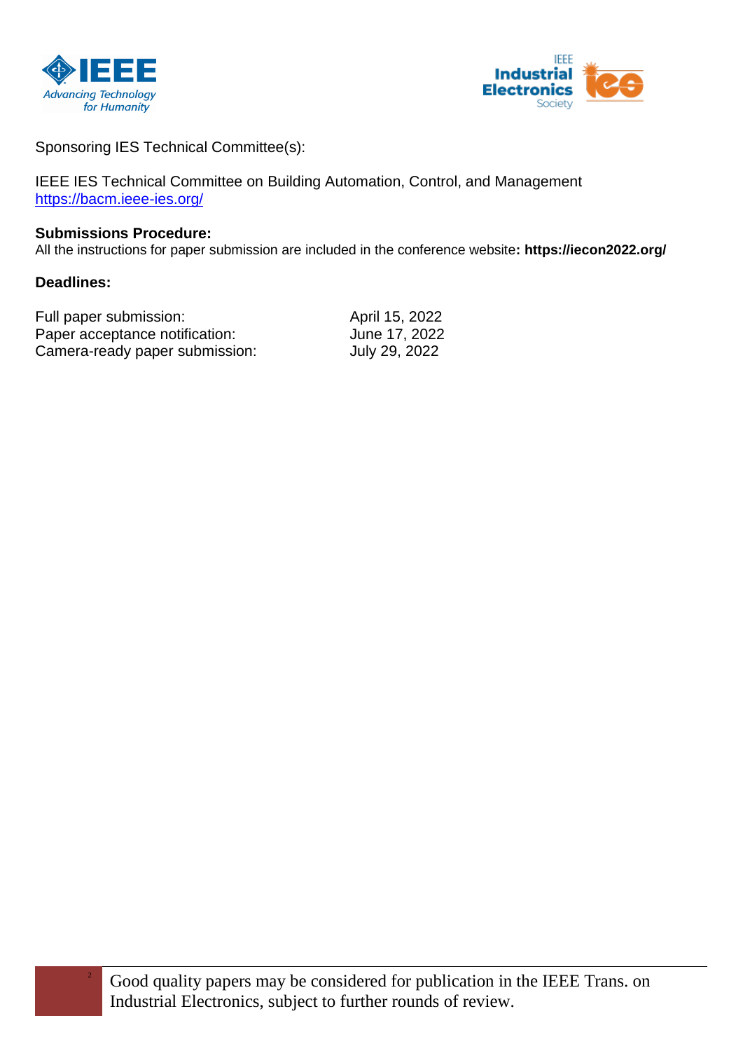Sponsoring IES Technical Committee(s):

IEEE IES Technical Committee on Building Automation, Control, and Management
https://bacm.ieee-ies.org/

**Submissions Procedure:**
All the instructions for paper submission are included in the conference website**: https://iecon2022.org/**

**Deadlines:**

| | |
|---|---|
| Full paper submission: | April 15, 2022 |
| Paper acceptance notification: | June 17, 2022 |
| Camera-ready paper submission: | July 29, 2022 |

[2] Good quality papers may be considered for publication in the IEEE Trans. on Industrial Electronics, subject to further rounds of review.